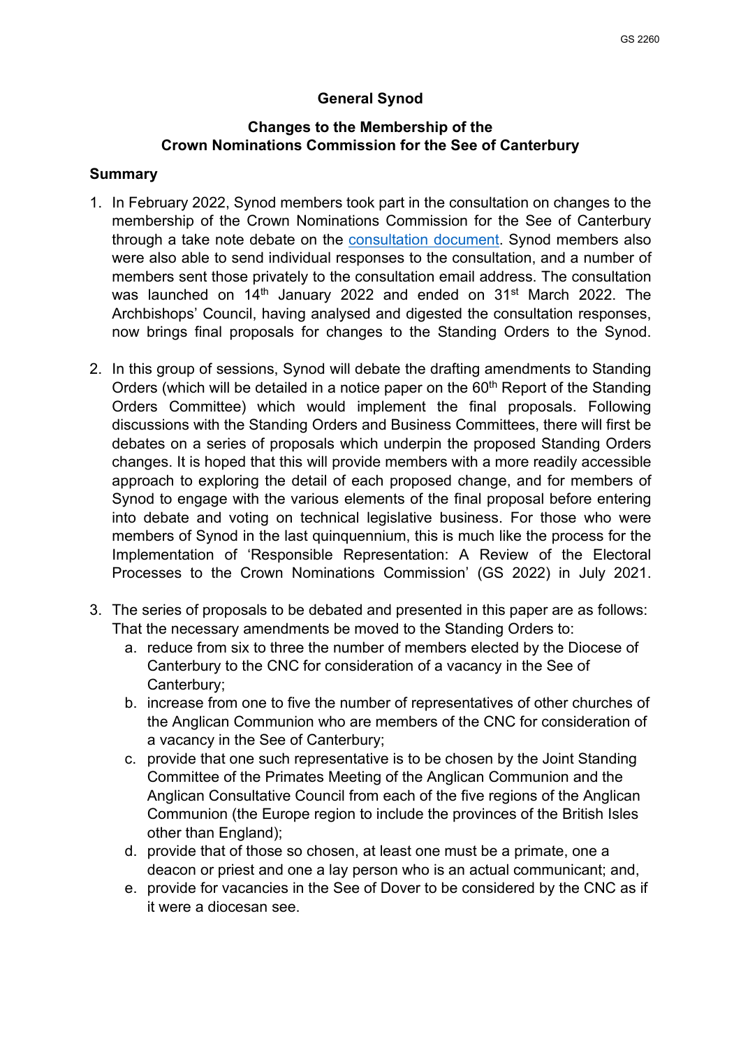GS 2260

# General Synod

## Changes to the Membership of the Crown Nominations Commission for the See of Canterbury

### Summary

1. In February 2022, Synod members took part in the consultation on changes to the membership of the Crown Nominations Commission for the See of Canterbury through a take note debate on the consultation document. Synod members also were also able to send individual responses to the consultation, and a number of members sent those privately to the consultation email address. The consultation was launched on 14th January 2022 and ended on 31st March 2022. The Archbishops' Council, having analysed and digested the consultation responses, now brings final proposals for changes to the Standing Orders to the Synod.

2. In this group of sessions, Synod will debate the drafting amendments to Standing Orders (which will be detailed in a notice paper on the 60th Report of the Standing Orders Committee) which would implement the final proposals. Following discussions with the Standing Orders and Business Committees, there will first be debates on a series of proposals which underpin the proposed Standing Orders changes. It is hoped that this will provide members with a more readily accessible approach to exploring the detail of each proposed change, and for members of Synod to engage with the various elements of the final proposal before entering into debate and voting on technical legislative business. For those who were members of Synod in the last quinquennium, this is much like the process for the Implementation of 'Responsible Representation: A Review of the Electoral Processes to the Crown Nominations Commission' (GS 2022) in July 2021.

3. The series of proposals to be debated and presented in this paper are as follows: That the necessary amendments be moved to the Standing Orders to:
   a. reduce from six to three the number of members elected by the Diocese of Canterbury to the CNC for consideration of a vacancy in the See of Canterbury;
   b. increase from one to five the number of representatives of other churches of the Anglican Communion who are members of the CNC for consideration of a vacancy in the See of Canterbury;
   c. provide that one such representative is to be chosen by the Joint Standing Committee of the Primates Meeting of the Anglican Communion and the Anglican Consultative Council from each of the five regions of the Anglican Communion (the Europe region to include the provinces of the British Isles other than England);
   d. provide that of those so chosen, at least one must be a primate, one a deacon or priest and one a lay person who is an actual communicant; and,
   e. provide for vacancies in the See of Dover to be considered by the CNC as if it were a diocesan see.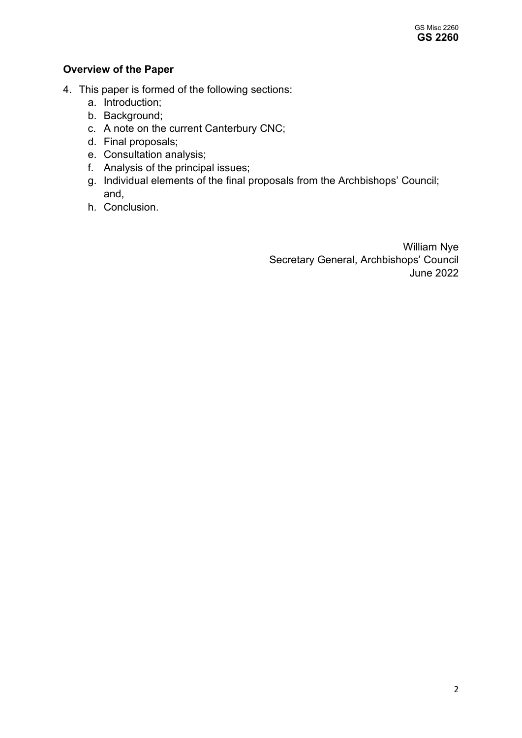**Overview of the Paper**

4. This paper is formed of the following sections:
    a. Introduction;
    b. Background;
    c. A note on the current Canterbury CNC;
    d. Final proposals;
    e. Consultation analysis;
    f. Analysis of the principal issues;
    g. Individual elements of the final proposals from the Archbishops' Council; and,
    h. Conclusion.

William Nye
Secretary General, Archbishops' Council
June 2022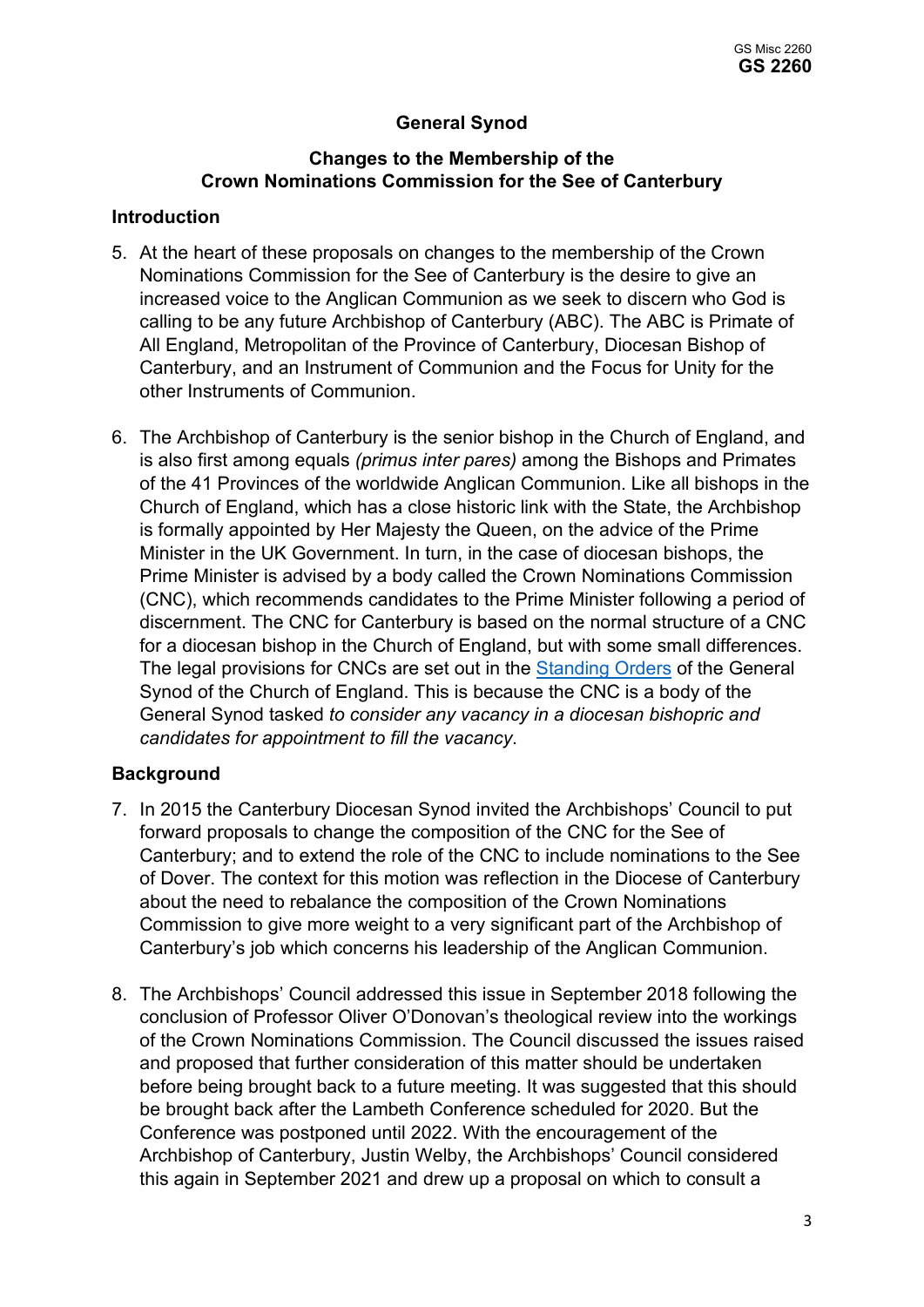## General Synod

### Changes to the Membership of the Crown Nominations Commission for the See of Canterbury

### Introduction

5. At the heart of these proposals on changes to the membership of the Crown Nominations Commission for the See of Canterbury is the desire to give an increased voice to the Anglican Communion as we seek to discern who God is calling to be any future Archbishop of Canterbury (ABC). The ABC is Primate of All England, Metropolitan of the Province of Canterbury, Diocesan Bishop of Canterbury, and an Instrument of Communion and the Focus for Unity for the other Instruments of Communion.

6. The Archbishop of Canterbury is the senior bishop in the Church of England, and is also first among equals *(primus inter pares)* among the Bishops and Primates of the 41 Provinces of the worldwide Anglican Communion. Like all bishops in the Church of England, which has a close historic link with the State, the Archbishop is formally appointed by Her Majesty the Queen, on the advice of the Prime Minister in the UK Government. In turn, in the case of diocesan bishops, the Prime Minister is advised by a body called the Crown Nominations Commission (CNC), which recommends candidates to the Prime Minister following a period of discernment. The CNC for Canterbury is based on the normal structure of a CNC for a diocesan bishop in the Church of England, but with some small differences. The legal provisions for CNCs are set out in the Standing Orders of the General Synod of the Church of England. This is because the CNC is a body of the General Synod tasked *to consider any vacancy in a diocesan bishopric and candidates for appointment to fill the vacancy*.

### Background

7. In 2015 the Canterbury Diocesan Synod invited the Archbishops' Council to put forward proposals to change the composition of the CNC for the See of Canterbury; and to extend the role of the CNC to include nominations to the See of Dover. The context for this motion was reflection in the Diocese of Canterbury about the need to rebalance the composition of the Crown Nominations Commission to give more weight to a very significant part of the Archbishop of Canterbury's job which concerns his leadership of the Anglican Communion.

8. The Archbishops' Council addressed this issue in September 2018 following the conclusion of Professor Oliver O'Donovan's theological review into the workings of the Crown Nominations Commission. The Council discussed the issues raised and proposed that further consideration of this matter should be undertaken before being brought back to a future meeting. It was suggested that this should be brought back after the Lambeth Conference scheduled for 2020. But the Conference was postponed until 2022. With the encouragement of the Archbishop of Canterbury, Justin Welby, the Archbishops' Council considered this again in September 2021 and drew up a proposal on which to consult a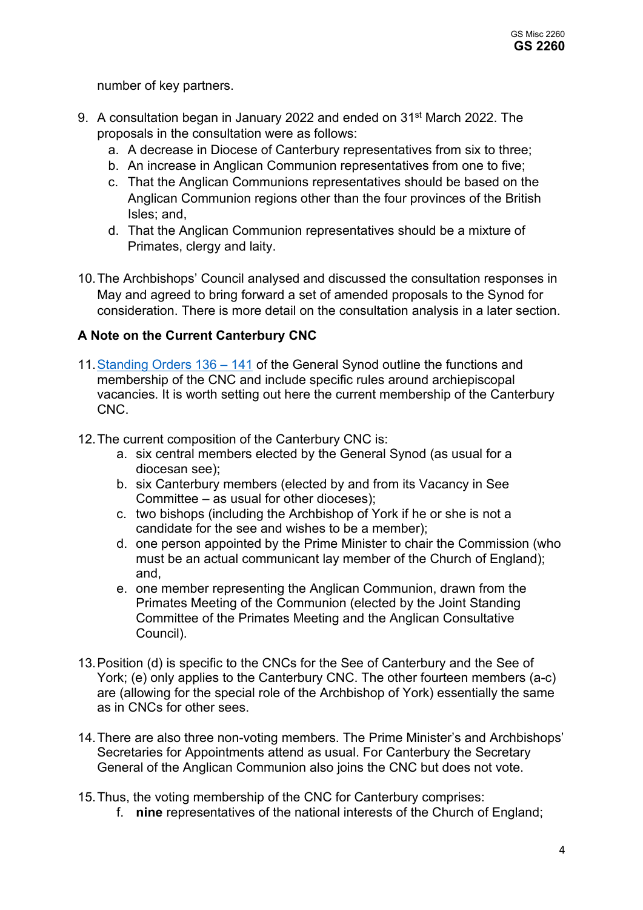number of key partners.

9. A consultation began in January 2022 and ended on 31st March 2022. The proposals in the consultation were as follows:
   a. A decrease in Diocese of Canterbury representatives from six to three;
   b. An increase in Anglican Communion representatives from one to five;
   c. That the Anglican Communions representatives should be based on the Anglican Communion regions other than the four provinces of the British Isles; and,
   d. That the Anglican Communion representatives should be a mixture of Primates, clergy and laity.

10. The Archbishops' Council analysed and discussed the consultation responses in May and agreed to bring forward a set of amended proposals to the Synod for consideration. There is more detail on the consultation analysis in a later section.

**A Note on the Current Canterbury CNC**

11. Standing Orders 136 – 141 of the General Synod outline the functions and membership of the CNC and include specific rules around archiepiscopal vacancies. It is worth setting out here the current membership of the Canterbury CNC.

12. The current composition of the Canterbury CNC is:
    a. six central members elected by the General Synod (as usual for a diocesan see);
    b. six Canterbury members (elected by and from its Vacancy in See Committee – as usual for other dioceses);
    c. two bishops (including the Archbishop of York if he or she is not a candidate for the see and wishes to be a member);
    d. one person appointed by the Prime Minister to chair the Commission (who must be an actual communicant lay member of the Church of England); and,
    e. one member representing the Anglican Communion, drawn from the Primates Meeting of the Communion (elected by the Joint Standing Committee of the Primates Meeting and the Anglican Consultative Council).

13. Position (d) is specific to the CNCs for the See of Canterbury and the See of York; (e) only applies to the Canterbury CNC. The other fourteen members (a-c) are (allowing for the special role of the Archbishop of York) essentially the same as in CNCs for other sees.

14. There are also three non-voting members. The Prime Minister's and Archbishops' Secretaries for Appointments attend as usual. For Canterbury the Secretary General of the Anglican Communion also joins the CNC but does not vote.

15. Thus, the voting membership of the CNC for Canterbury comprises:
    f. **nine** representatives of the national interests of the Church of England;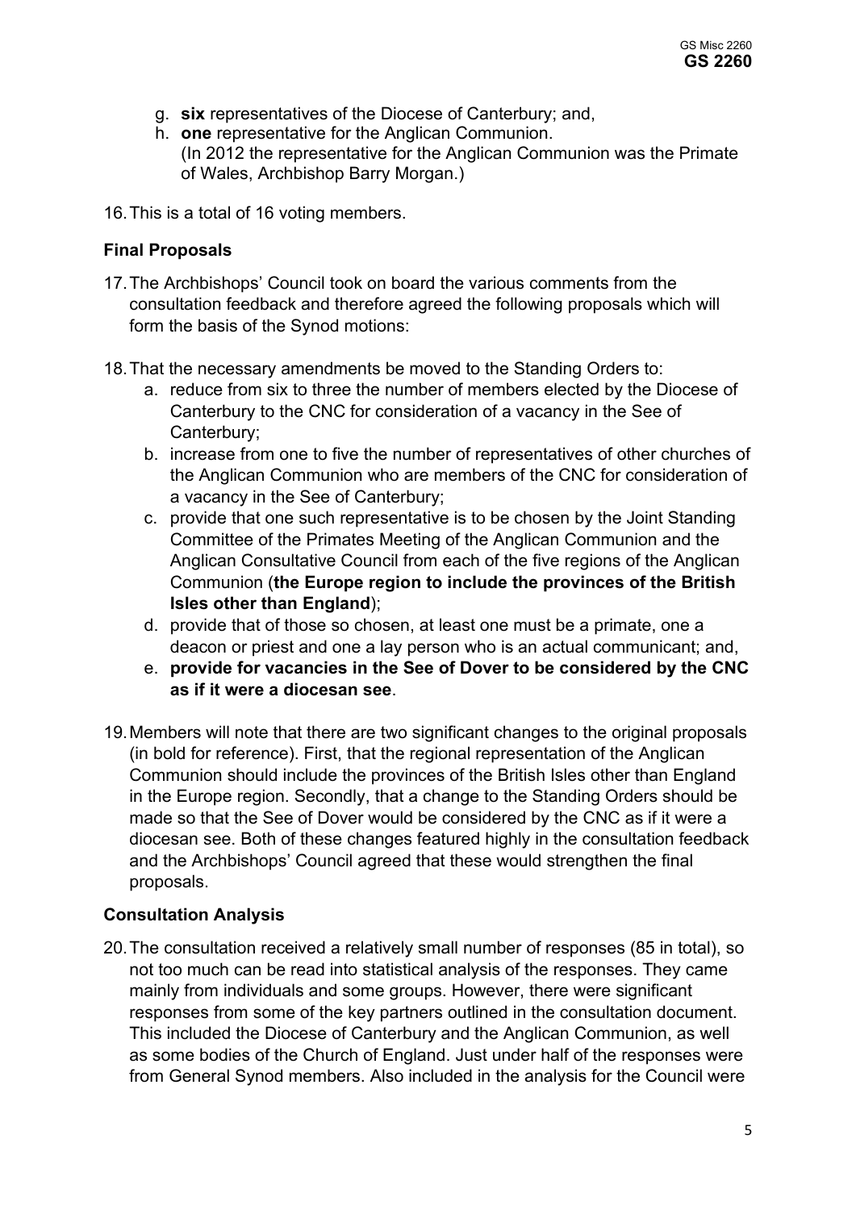g. **six** representatives of the Diocese of Canterbury; and,
h. **one** representative for the Anglican Communion. (In 2012 the representative for the Anglican Communion was the Primate of Wales, Archbishop Barry Morgan.)

16. This is a total of 16 voting members.

**Final Proposals**

17. The Archbishops' Council took on board the various comments from the consultation feedback and therefore agreed the following proposals which will form the basis of the Synod motions:

18. That the necessary amendments be moved to the Standing Orders to:
    a. reduce from six to three the number of members elected by the Diocese of Canterbury to the CNC for consideration of a vacancy in the See of Canterbury;
    b. increase from one to five the number of representatives of other churches of the Anglican Communion who are members of the CNC for consideration of a vacancy in the See of Canterbury;
    c. provide that one such representative is to be chosen by the Joint Standing Committee of the Primates Meeting of the Anglican Communion and the Anglican Consultative Council from each of the five regions of the Anglican Communion (**the Europe region to include the provinces of the British Isles other than England**);
    d. provide that of those so chosen, at least one must be a primate, one a deacon or priest and one a lay person who is an actual communicant; and,
    e. **provide for vacancies in the See of Dover to be considered by the CNC as if it were a diocesan see**.

19. Members will note that there are two significant changes to the original proposals (in bold for reference). First, that the regional representation of the Anglican Communion should include the provinces of the British Isles other than England in the Europe region. Secondly, that a change to the Standing Orders should be made so that the See of Dover would be considered by the CNC as if it were a diocesan see. Both of these changes featured highly in the consultation feedback and the Archbishops' Council agreed that these would strengthen the final proposals.

**Consultation Analysis**

20. The consultation received a relatively small number of responses (85 in total), so not too much can be read into statistical analysis of the responses. They came mainly from individuals and some groups. However, there were significant responses from some of the key partners outlined in the consultation document. This included the Diocese of Canterbury and the Anglican Communion, as well as some bodies of the Church of England. Just under half of the responses were from General Synod members. Also included in the analysis for the Council were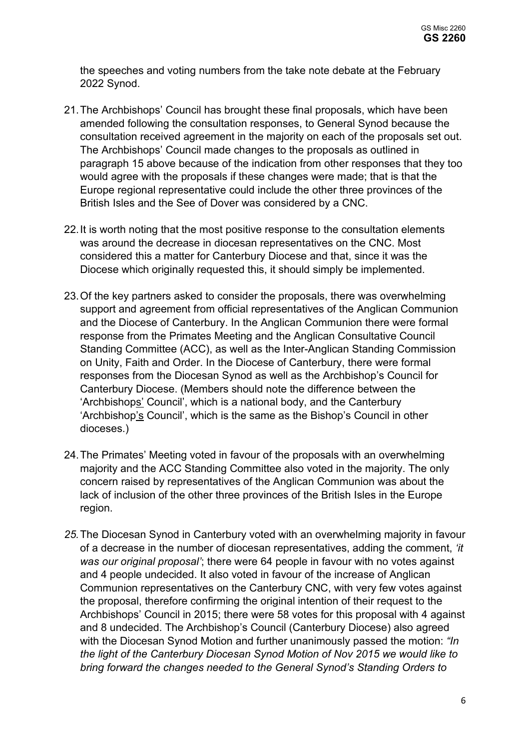the speeches and voting numbers from the take note debate at the February 2022 Synod.

21. The Archbishops' Council has brought these final proposals, which have been amended following the consultation responses, to General Synod because the consultation received agreement in the majority on each of the proposals set out. The Archbishops' Council made changes to the proposals as outlined in paragraph 15 above because of the indication from other responses that they too would agree with the proposals if these changes were made; that is that the Europe regional representative could include the other three provinces of the British Isles and the See of Dover was considered by a CNC.

22. It is worth noting that the most positive response to the consultation elements was around the decrease in diocesan representatives on the CNC. Most considered this a matter for Canterbury Diocese and that, since it was the Diocese which originally requested this, it should simply be implemented.

23. Of the key partners asked to consider the proposals, there was overwhelming support and agreement from official representatives of the Anglican Communion and the Diocese of Canterbury. In the Anglican Communion there were formal response from the Primates Meeting and the Anglican Consultative Council Standing Committee (ACC), as well as the Inter-Anglican Standing Commission on Unity, Faith and Order. In the Diocese of Canterbury, there were formal responses from the Diocesan Synod as well as the Archbishop's Council for Canterbury Diocese. (Members should note the difference between the 'Archbishop<u>s</u>' Council', which is a national body, and the Canterbury 'Archbishop<u>'s</u> Council', which is the same as the Bishop's Council in other dioceses.)

24. The Primates' Meeting voted in favour of the proposals with an overwhelming majority and the ACC Standing Committee also voted in the majority. The only concern raised by representatives of the Anglican Communion was about the lack of inclusion of the other three provinces of the British Isles in the Europe region.

*25.* The Diocesan Synod in Canterbury voted with an overwhelming majority in favour of a decrease in the number of diocesan representatives, adding the comment, *'it was our original proposal'*; there were 64 people in favour with no votes against and 4 people undecided. It also voted in favour of the increase of Anglican Communion representatives on the Canterbury CNC, with very few votes against the proposal, therefore confirming the original intention of their request to the Archbishops' Council in 2015; there were 58 votes for this proposal with 4 against and 8 undecided. The Archbishop's Council (Canterbury Diocese) also agreed with the Diocesan Synod Motion and further unanimously passed the motion: *"In the light of the Canterbury Diocesan Synod Motion of Nov 2015 we would like to bring forward the changes needed to the General Synod's Standing Orders to*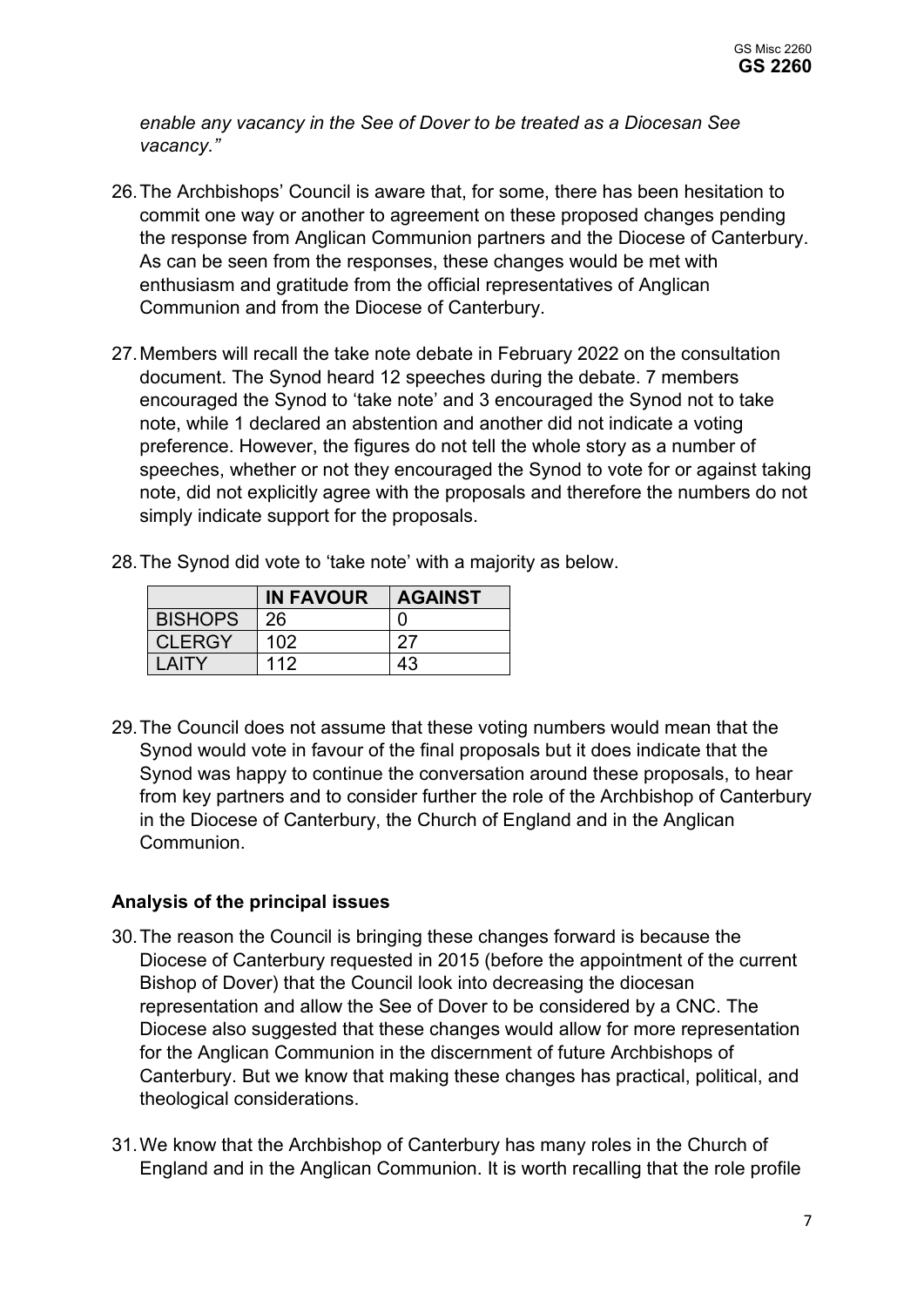*enable any vacancy in the See of Dover to be treated as a Diocesan See vacancy."*

26. The Archbishops' Council is aware that, for some, there has been hesitation to commit one way or another to agreement on these proposed changes pending the response from Anglican Communion partners and the Diocese of Canterbury. As can be seen from the responses, these changes would be met with enthusiasm and gratitude from the official representatives of Anglican Communion and from the Diocese of Canterbury.

27. Members will recall the take note debate in February 2022 on the consultation document. The Synod heard 12 speeches during the debate. 7 members encouraged the Synod to 'take note' and 3 encouraged the Synod not to take note, while 1 declared an abstention and another did not indicate a voting preference. However, the figures do not tell the whole story as a number of speeches, whether or not they encouraged the Synod to vote for or against taking note, did not explicitly agree with the proposals and therefore the numbers do not simply indicate support for the proposals.

28. The Synod did vote to 'take note' with a majority as below.

| | IN FAVOUR | AGAINST |
|---|---|---|
| BISHOPS | 26 | 0 |
| CLERGY | 102 | 27 |
| LAITY | 112 | 43 |

29. The Council does not assume that these voting numbers would mean that the Synod would vote in favour of the final proposals but it does indicate that the Synod was happy to continue the conversation around these proposals, to hear from key partners and to consider further the role of the Archbishop of Canterbury in the Diocese of Canterbury, the Church of England and in the Anglican Communion.

## Analysis of the principal issues

30. The reason the Council is bringing these changes forward is because the Diocese of Canterbury requested in 2015 (before the appointment of the current Bishop of Dover) that the Council look into decreasing the diocesan representation and allow the See of Dover to be considered by a CNC. The Diocese also suggested that these changes would allow for more representation for the Anglican Communion in the discernment of future Archbishops of Canterbury. But we know that making these changes has practical, political, and theological considerations.

31. We know that the Archbishop of Canterbury has many roles in the Church of England and in the Anglican Communion. It is worth recalling that the role profile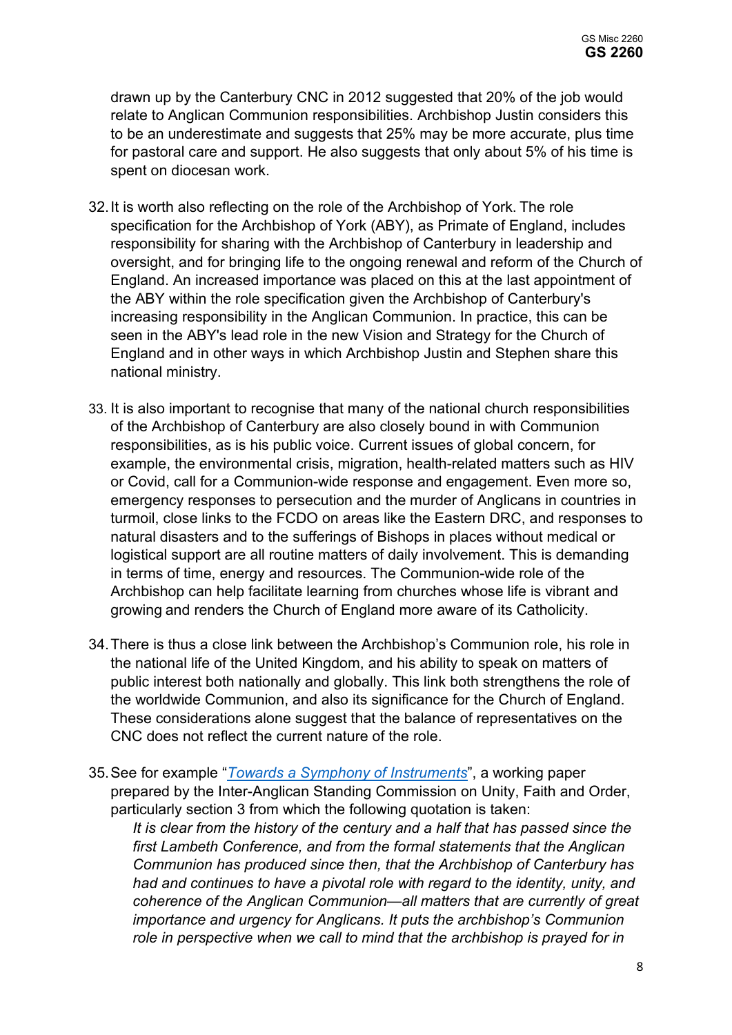drawn up by the Canterbury CNC in 2012 suggested that 20% of the job would relate to Anglican Communion responsibilities. Archbishop Justin considers this to be an underestimate and suggests that 25% may be more accurate, plus time for pastoral care and support. He also suggests that only about 5% of his time is spent on diocesan work.

32. It is worth also reflecting on the role of the Archbishop of York. The role specification for the Archbishop of York (ABY), as Primate of England, includes responsibility for sharing with the Archbishop of Canterbury in leadership and oversight, and for bringing life to the ongoing renewal and reform of the Church of England. An increased importance was placed on this at the last appointment of the ABY within the role specification given the Archbishop of Canterbury's increasing responsibility in the Anglican Communion. In practice, this can be seen in the ABY's lead role in the new Vision and Strategy for the Church of England and in other ways in which Archbishop Justin and Stephen share this national ministry.

33. It is also important to recognise that many of the national church responsibilities of the Archbishop of Canterbury are also closely bound in with Communion responsibilities, as is his public voice. Current issues of global concern, for example, the environmental crisis, migration, health-related matters such as HIV or Covid, call for a Communion-wide response and engagement. Even more so, emergency responses to persecution and the murder of Anglicans in countries in turmoil, close links to the FCDO on areas like the Eastern DRC, and responses to natural disasters and to the sufferings of Bishops in places without medical or logistical support are all routine matters of daily involvement. This is demanding in terms of time, energy and resources. The Communion-wide role of the Archbishop can help facilitate learning from churches whose life is vibrant and growing and renders the Church of England more aware of its Catholicity.

34. There is thus a close link between the Archbishop's Communion role, his role in the national life of the United Kingdom, and his ability to speak on matters of public interest both nationally and globally. This link both strengthens the role of the worldwide Communion, and also its significance for the Church of England. These considerations alone suggest that the balance of representatives on the CNC does not reflect the current nature of the role.

35. See for example "*Towards a Symphony of Instruments*", a working paper prepared by the Inter-Anglican Standing Commission on Unity, Faith and Order, particularly section 3 from which the following quotation is taken:

    *It is clear from the history of the century and a half that has passed since the first Lambeth Conference, and from the formal statements that the Anglican Communion has produced since then, that the Archbishop of Canterbury has had and continues to have a pivotal role with regard to the identity, unity, and coherence of the Anglican Communion—all matters that are currently of great importance and urgency for Anglicans. It puts the archbishop's Communion role in perspective when we call to mind that the archbishop is prayed for in*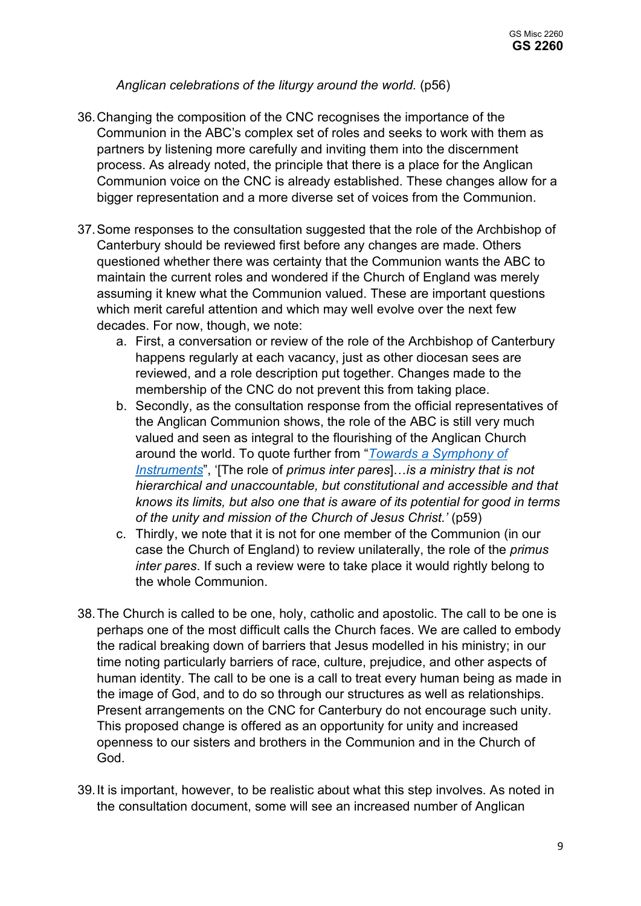*Anglican celebrations of the liturgy around the world.* (p56)

36. Changing the composition of the CNC recognises the importance of the Communion in the ABC's complex set of roles and seeks to work with them as partners by listening more carefully and inviting them into the discernment process. As already noted, the principle that there is a place for the Anglican Communion voice on the CNC is already established. These changes allow for a bigger representation and a more diverse set of voices from the Communion.

37. Some responses to the consultation suggested that the role of the Archbishop of Canterbury should be reviewed first before any changes are made. Others questioned whether there was certainty that the Communion wants the ABC to maintain the current roles and wondered if the Church of England was merely assuming it knew what the Communion valued. These are important questions which merit careful attention and which may well evolve over the next few decades. For now, though, we note:
    a. First, a conversation or review of the role of the Archbishop of Canterbury happens regularly at each vacancy, just as other diocesan sees are reviewed, and a role description put together. Changes made to the membership of the CNC do not prevent this from taking place.
    b. Secondly, as the consultation response from the official representatives of the Anglican Communion shows, the role of the ABC is still very much valued and seen as integral to the flourishing of the Anglican Church around the world. To quote further from "[Towards a Symphony of Instruments]", '[The role of *primus inter pares*]…*is a ministry that is not hierarchical and unaccountable, but constitutional and accessible and that knows its limits, but also one that is aware of its potential for good in terms of the unity and mission of the Church of Jesus Christ.'* (p59)
    c. Thirdly, we note that it is not for one member of the Communion (in our case the Church of England) to review unilaterally, the role of the *primus inter pares*. If such a review were to take place it would rightly belong to the whole Communion.

38. The Church is called to be one, holy, catholic and apostolic. The call to be one is perhaps one of the most difficult calls the Church faces. We are called to embody the radical breaking down of barriers that Jesus modelled in his ministry; in our time noting particularly barriers of race, culture, prejudice, and other aspects of human identity. The call to be one is a call to treat every human being as made in the image of God, and to do so through our structures as well as relationships. Present arrangements on the CNC for Canterbury do not encourage such unity. This proposed change is offered as an opportunity for unity and increased openness to our sisters and brothers in the Communion and in the Church of God.

39. It is important, however, to be realistic about what this step involves. As noted in the consultation document, some will see an increased number of Anglican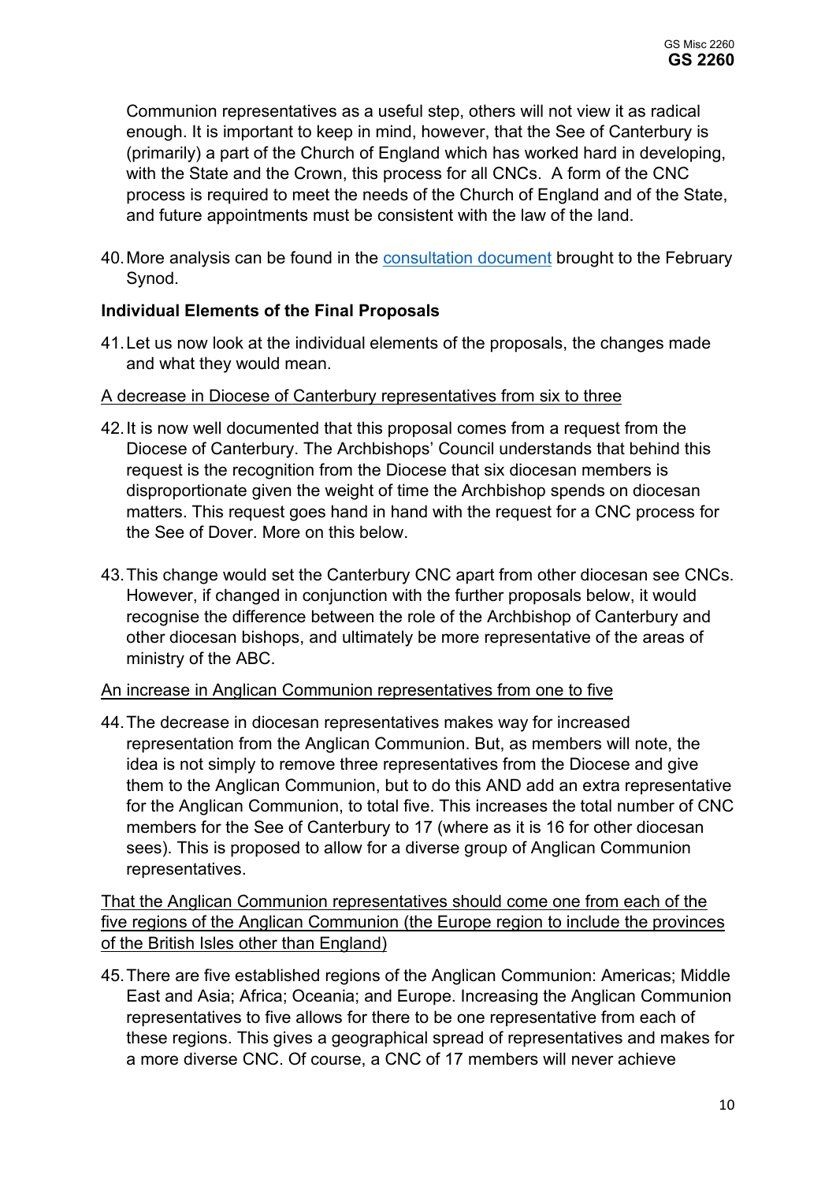Communion representatives as a useful step, others will not view it as radical enough. It is important to keep in mind, however, that the See of Canterbury is (primarily) a part of the Church of England which has worked hard in developing, with the State and the Crown, this process for all CNCs. A form of the CNC process is required to meet the needs of the Church of England and of the State, and future appointments must be consistent with the law of the land.

40. More analysis can be found in the [consultation document](consultation document) brought to the February Synod.

**Individual Elements of the Final Proposals**

41. Let us now look at the individual elements of the proposals, the changes made and what they would mean.

<u>A decrease in Diocese of Canterbury representatives from six to three</u>

42. It is now well documented that this proposal comes from a request from the Diocese of Canterbury. The Archbishops' Council understands that behind this request is the recognition from the Diocese that six diocesan members is disproportionate given the weight of time the Archbishop spends on diocesan matters. This request goes hand in hand with the request for a CNC process for the See of Dover. More on this below.

43. This change would set the Canterbury CNC apart from other diocesan see CNCs. However, if changed in conjunction with the further proposals below, it would recognise the difference between the role of the Archbishop of Canterbury and other diocesan bishops, and ultimately be more representative of the areas of ministry of the ABC.

<u>An increase in Anglican Communion representatives from one to five</u>

44. The decrease in diocesan representatives makes way for increased representation from the Anglican Communion. But, as members will note, the idea is not simply to remove three representatives from the Diocese and give them to the Anglican Communion, but to do this AND add an extra representative for the Anglican Communion, to total five. This increases the total number of CNC members for the See of Canterbury to 17 (where as it is 16 for other diocesan sees). This is proposed to allow for a diverse group of Anglican Communion representatives.

<u>That the Anglican Communion representatives should come one from each of the five regions of the Anglican Communion (the Europe region to include the provinces of the British Isles other than England)</u>

45. There are five established regions of the Anglican Communion: Americas; Middle East and Asia; Africa; Oceania; and Europe. Increasing the Anglican Communion representatives to five allows for there to be one representative from each of these regions. This gives a geographical spread of representatives and makes for a more diverse CNC. Of course, a CNC of 17 members will never achieve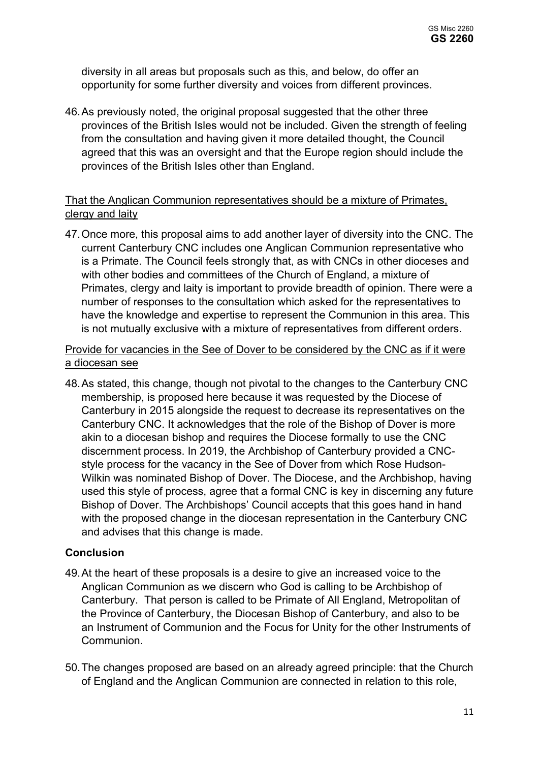diversity in all areas but proposals such as this, and below, do offer an opportunity for some further diversity and voices from different provinces.

46. As previously noted, the original proposal suggested that the other three provinces of the British Isles would not be included. Given the strength of feeling from the consultation and having given it more detailed thought, the Council agreed that this was an oversight and that the Europe region should include the provinces of the British Isles other than England.

<u>That the Anglican Communion representatives should be a mixture of Primates, clergy and laity</u>

47. Once more, this proposal aims to add another layer of diversity into the CNC. The current Canterbury CNC includes one Anglican Communion representative who is a Primate. The Council feels strongly that, as with CNCs in other dioceses and with other bodies and committees of the Church of England, a mixture of Primates, clergy and laity is important to provide breadth of opinion. There were a number of responses to the consultation which asked for the representatives to have the knowledge and expertise to represent the Communion in this area. This is not mutually exclusive with a mixture of representatives from different orders.

<u>Provide for vacancies in the See of Dover to be considered by the CNC as if it were a diocesan see</u>

48. As stated, this change, though not pivotal to the changes to the Canterbury CNC membership, is proposed here because it was requested by the Diocese of Canterbury in 2015 alongside the request to decrease its representatives on the Canterbury CNC. It acknowledges that the role of the Bishop of Dover is more akin to a diocesan bishop and requires the Diocese formally to use the CNC discernment process. In 2019, the Archbishop of Canterbury provided a CNC-style process for the vacancy in the See of Dover from which Rose Hudson-Wilkin was nominated Bishop of Dover. The Diocese, and the Archbishop, having used this style of process, agree that a formal CNC is key in discerning any future Bishop of Dover. The Archbishops' Council accepts that this goes hand in hand with the proposed change in the diocesan representation in the Canterbury CNC and advises that this change is made.

**Conclusion**

49. At the heart of these proposals is a desire to give an increased voice to the Anglican Communion as we discern who God is calling to be Archbishop of Canterbury. That person is called to be Primate of All England, Metropolitan of the Province of Canterbury, the Diocesan Bishop of Canterbury, and also to be an Instrument of Communion and the Focus for Unity for the other Instruments of Communion.

50. The changes proposed are based on an already agreed principle: that the Church of England and the Anglican Communion are connected in relation to this role,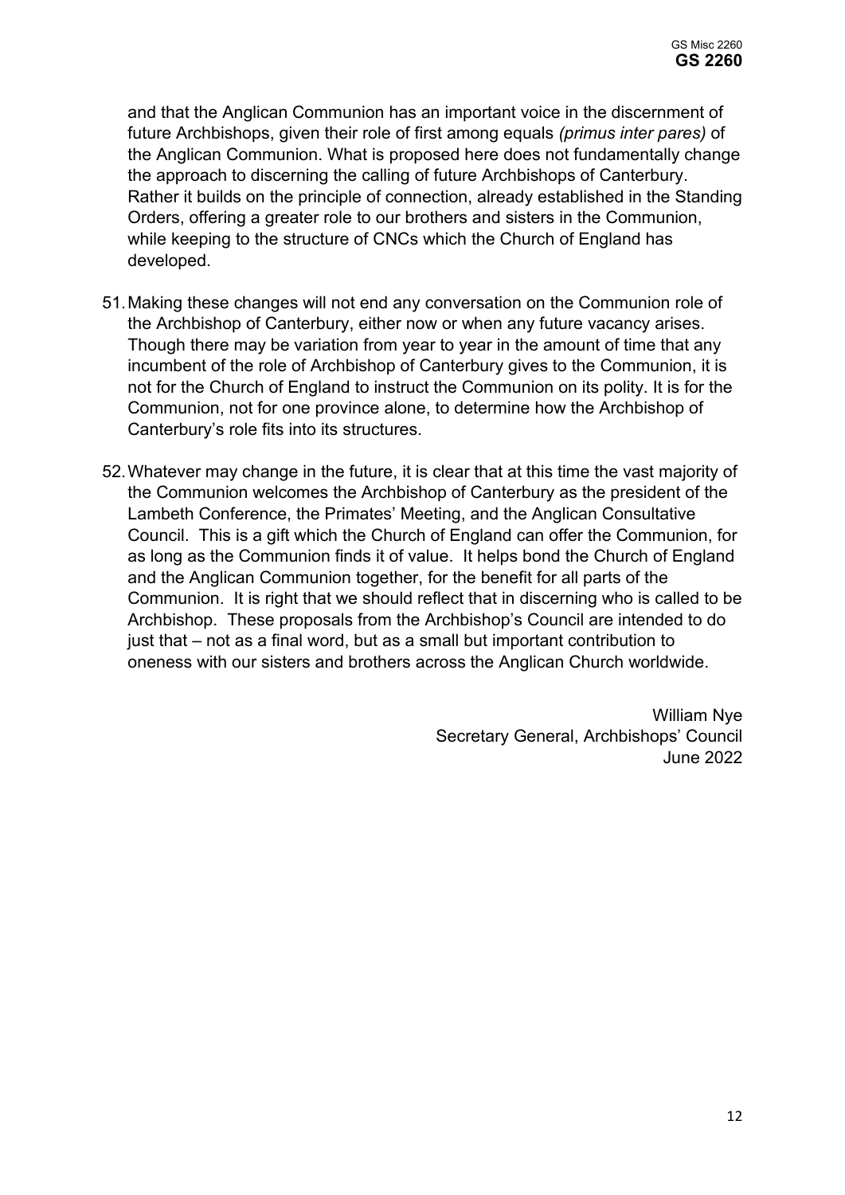and that the Anglican Communion has an important voice in the discernment of future Archbishops, given their role of first among equals *(primus inter pares)* of the Anglican Communion. What is proposed here does not fundamentally change the approach to discerning the calling of future Archbishops of Canterbury. Rather it builds on the principle of connection, already established in the Standing Orders, offering a greater role to our brothers and sisters in the Communion, while keeping to the structure of CNCs which the Church of England has developed.

51. Making these changes will not end any conversation on the Communion role of the Archbishop of Canterbury, either now or when any future vacancy arises. Though there may be variation from year to year in the amount of time that any incumbent of the role of Archbishop of Canterbury gives to the Communion, it is not for the Church of England to instruct the Communion on its polity. It is for the Communion, not for one province alone, to determine how the Archbishop of Canterbury's role fits into its structures.

52. Whatever may change in the future, it is clear that at this time the vast majority of the Communion welcomes the Archbishop of Canterbury as the president of the Lambeth Conference, the Primates' Meeting, and the Anglican Consultative Council. This is a gift which the Church of England can offer the Communion, for as long as the Communion finds it of value. It helps bond the Church of England and the Anglican Communion together, for the benefit for all parts of the Communion. It is right that we should reflect that in discerning who is called to be Archbishop. These proposals from the Archbishop's Council are intended to do just that – not as a final word, but as a small but important contribution to oneness with our sisters and brothers across the Anglican Church worldwide.

William Nye
Secretary General, Archbishops' Council
June 2022